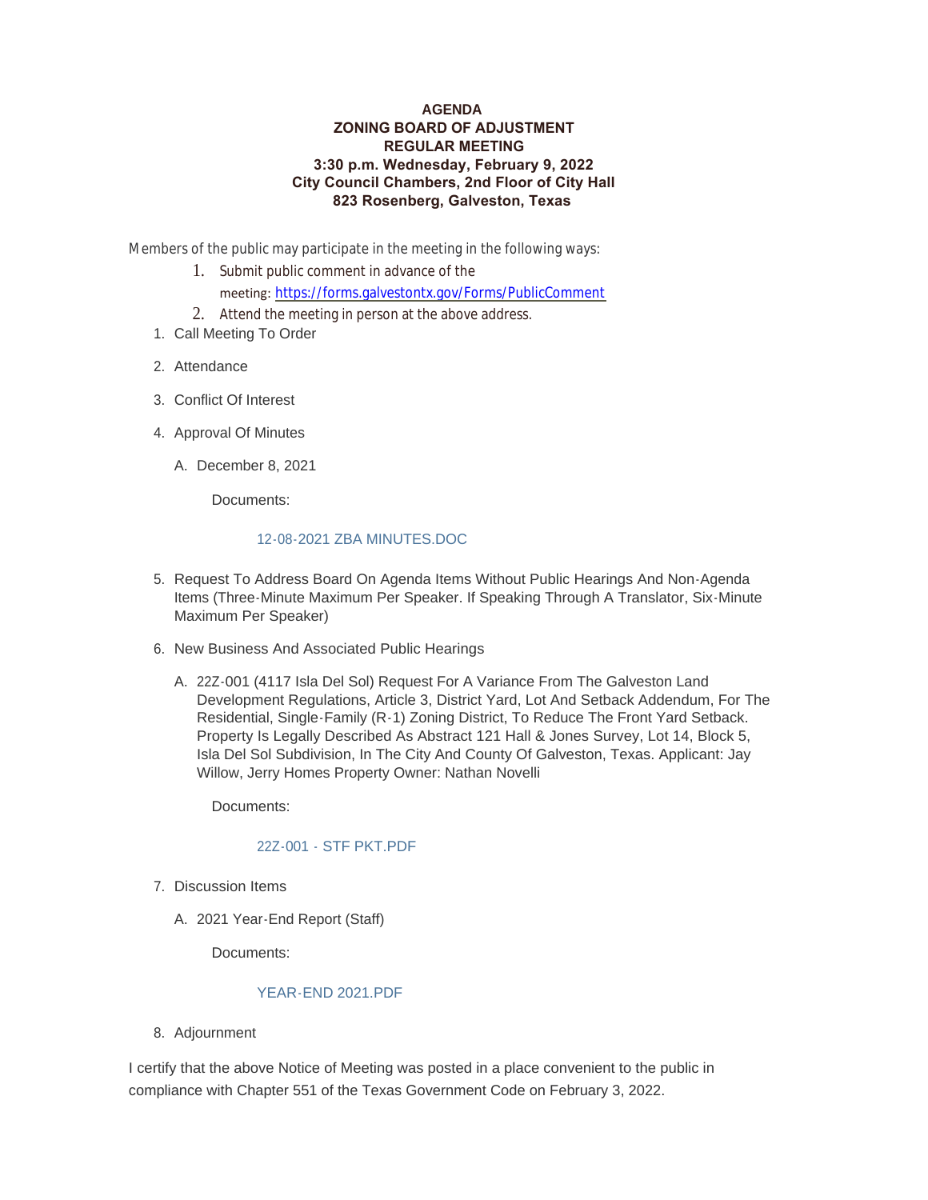# AGENDA
## ZONING BOARD OF ADJUSTMENT
## REGULAR MEETING
### 3:30 p.m. Wednesday, February 9, 2022
### City Council Chambers, 2nd Floor of City Hall
### 823 Rosenberg, Galveston, Texas

Members of the public may participate in the meeting in the following ways:

1. Submit public comment in advance of the meeting: https://forms.galvestontx.gov/Forms/PublicComment
2. Attend the meeting in person at the above address.

1. Call Meeting To Order
2. Attendance
3. Conflict Of Interest
4. Approval Of Minutes
   - A. December 8, 2021

     Documents:

     12-08-2021 ZBA MINUTES.DOC
5. Request To Address Board On Agenda Items Without Public Hearings And Non-Agenda Items (Three-Minute Maximum Per Speaker. If Speaking Through A Translator, Six-Minute Maximum Per Speaker)
6. New Business And Associated Public Hearings
   - A. 22Z-001 (4117 Isla Del Sol) Request For A Variance From The Galveston Land Development Regulations, Article 3, District Yard, Lot And Setback Addendum, For The Residential, Single-Family (R-1) Zoning District, To Reduce The Front Yard Setback. Property Is Legally Described As Abstract 121 Hall & Jones Survey, Lot 14, Block 5, Isla Del Sol Subdivision, In The City And County Of Galveston, Texas. Applicant: Jay Willow, Jerry Homes Property Owner: Nathan Novelli

     Documents:

     22Z-001 - STF PKT.PDF
7. Discussion Items
   - A. 2021 Year-End Report (Staff)

     Documents:

     YEAR-END 2021.PDF
8. Adjournment

I certify that the above Notice of Meeting was posted in a place convenient to the public in compliance with Chapter 551 of the Texas Government Code on February 3, 2022.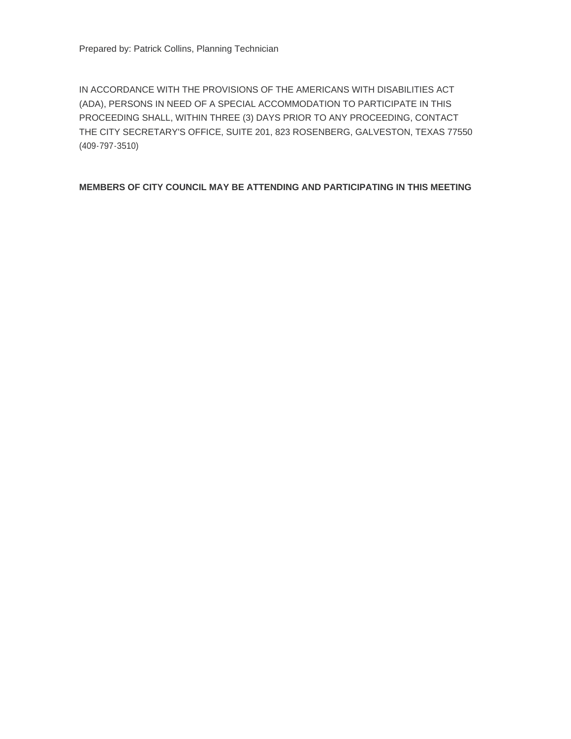Prepared by: Patrick Collins, Planning Technician

IN ACCORDANCE WITH THE PROVISIONS OF THE AMERICANS WITH DISABILITIES ACT (ADA), PERSONS IN NEED OF A SPECIAL ACCOMMODATION TO PARTICIPATE IN THIS PROCEEDING SHALL, WITHIN THREE (3) DAYS PRIOR TO ANY PROCEEDING, CONTACT THE CITY SECRETARY'S OFFICE, SUITE 201, 823 ROSENBERG, GALVESTON, TEXAS 77550 (409-797-3510)

**MEMBERS OF CITY COUNCIL MAY BE ATTENDING AND PARTICIPATING IN THIS MEETING**